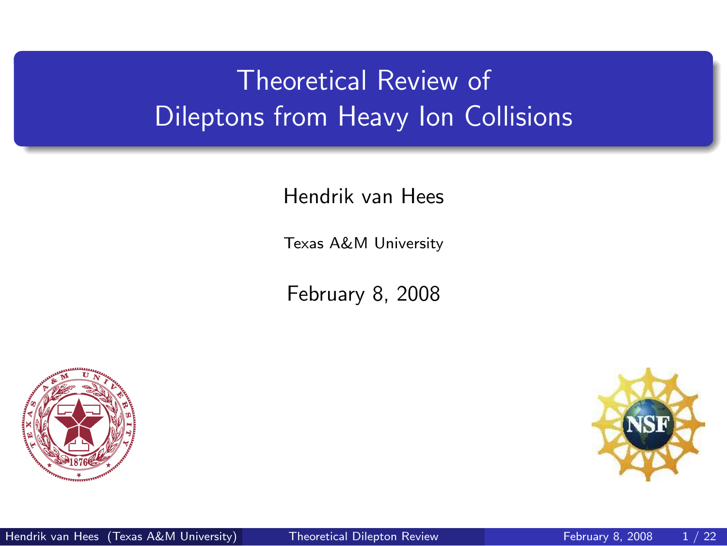# Theoretical Review of Dileptons from Heavy Ion Collisions

Hendrik van Hees

Texas A&M University

February 8, 2008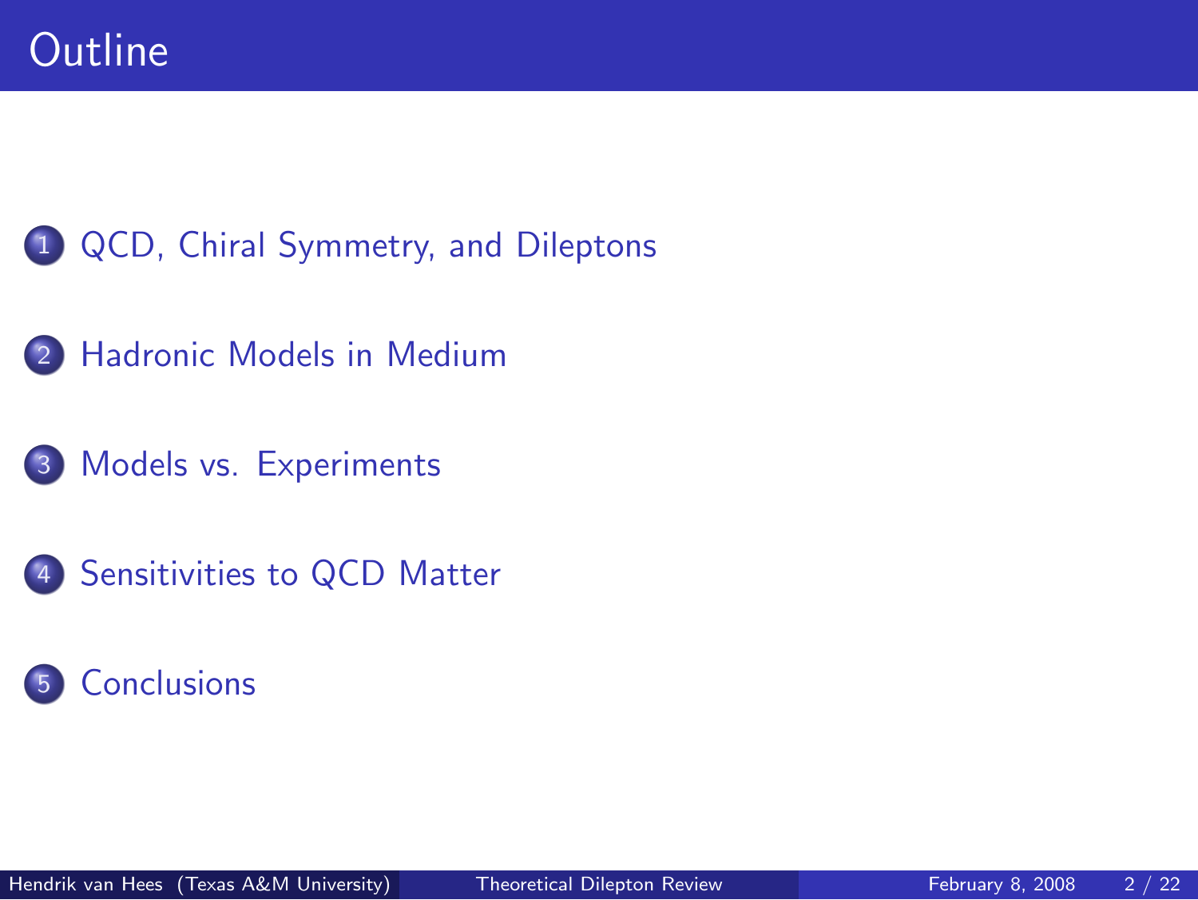# Outline

1. QCD, Chiral Symmetry, and Dileptons
2. Hadronic Models in Medium
3. Models vs. Experiments
4. Sensitivities to QCD Matter
5. Conclusions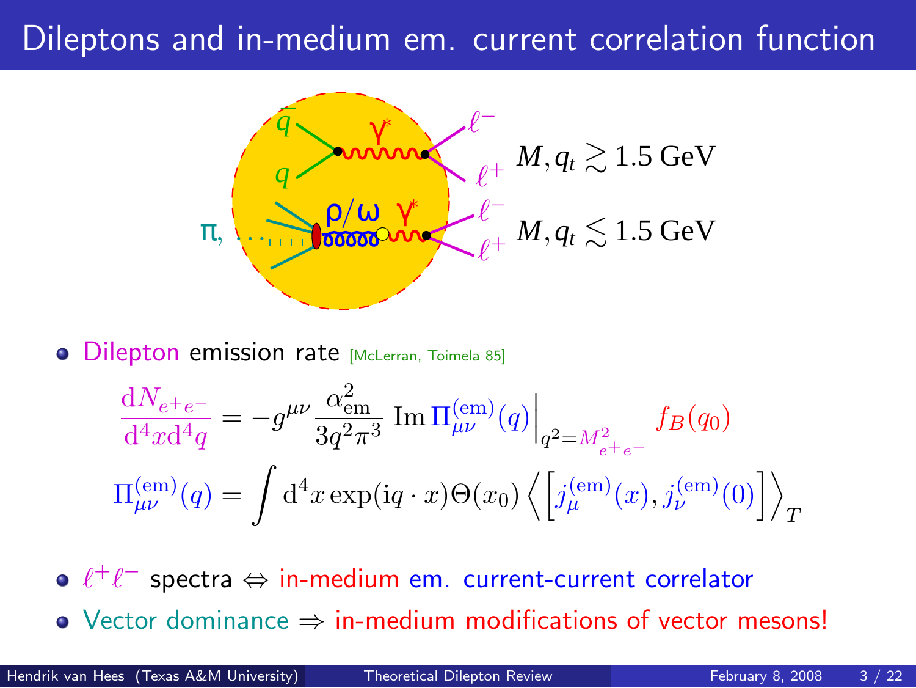# Dileptons and in-medium em. current correlation function

$M, q_t \gtrsim 1.5$ GeV

$M, q_t \lesssim 1.5$ GeV

- Dilepton emission rate [McLerran, Toimela 85]

$$\frac{\mathrm{d}N_{e^+e^-}}{\mathrm{d}^4x\mathrm{d}^4q} = -g^{\mu\nu}\frac{\alpha_{\mathrm{em}}^2}{3q^2\pi^3}\,\mathrm{Im}\,\Pi_{\mu\nu}^{(\mathrm{em})}(q)\Big|_{q^2=M_{e^+e^-}^2} f_B(q_0)$$

$$\Pi_{\mu\nu}^{(\mathrm{em})}(q) = \int \mathrm{d}^4x \exp(\mathrm{i}q\cdot x)\Theta(x_0)\left\langle\left[j_\mu^{(\mathrm{em})}(x), j_\nu^{(\mathrm{em})}(0)\right]\right\rangle_T$$

- $\ell^+\ell^-$ spectra $\Leftrightarrow$ in-medium em. current-current correlator
- Vector dominance $\Rightarrow$ in-medium modifications of vector mesons!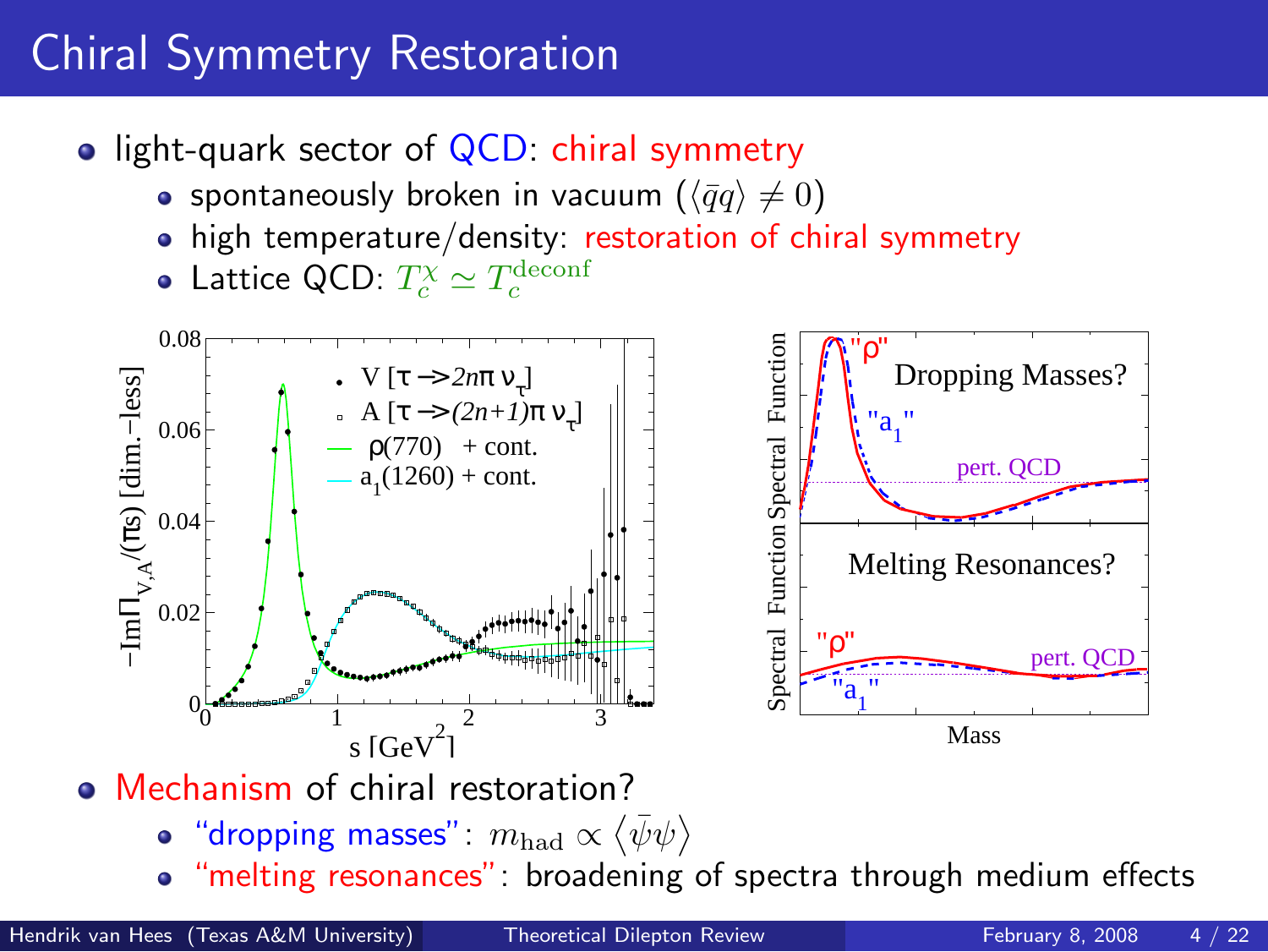# Chiral Symmetry Restoration

- light-quark sector of QCD: chiral symmetry
  - spontaneously broken in vacuum ($\langle \bar{q}q \rangle \neq 0$)
  - high temperature/density: restoration of chiral symmetry
  - Lattice QCD: $T_c^\chi \simeq T_c^{\text{deconf}}$

- Mechanism of chiral restoration?
  - "dropping masses": $m_{\text{had}} \propto \langle \bar{\psi}\psi \rangle$
  - "melting resonances": broadening of spectra through medium effects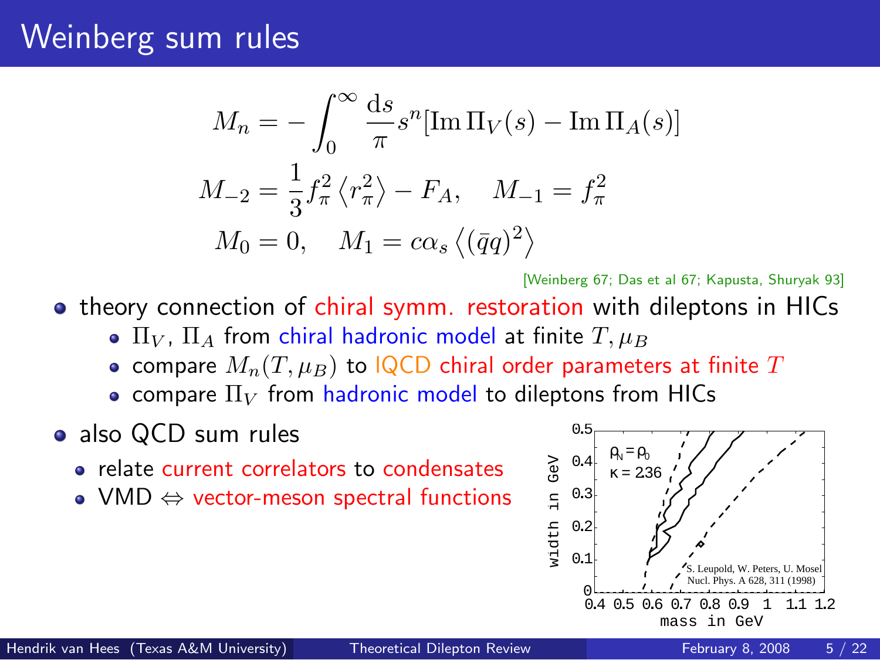# Weinberg sum rules

$$M_n = -\int_0^\infty \frac{\mathrm{d}s}{\pi} s^n [\operatorname{Im} \Pi_V(s) - \operatorname{Im} \Pi_A(s)]$$

$$M_{-2} = \frac{1}{3} f_\pi^2 \left\langle r_\pi^2 \right\rangle - F_A, \quad M_{-1} = f_\pi^2$$

$$M_0 = 0, \quad M_1 = c\alpha_s \left\langle (\bar{q}q)^2 \right\rangle$$

[Weinberg 67; Das et al 67; Kapusta, Shuryak 93]

- theory connection of chiral symm. restoration with dileptons in HICs
  - $\Pi_V$, $\Pi_A$ from chiral hadronic model at finite $T, \mu_B$
  - compare $M_n(T, \mu_B)$ to lQCD chiral order parameters at finite $T$
  - compare $\Pi_V$ from hadronic model to dileptons from HICs
- also QCD sum rules
  - relate current correlators to condensates
  - VMD ⇔ vector-meson spectral functions

S. Leupold, W. Peters, U. Mosel Nucl. Phys. A 628, 311 (1998)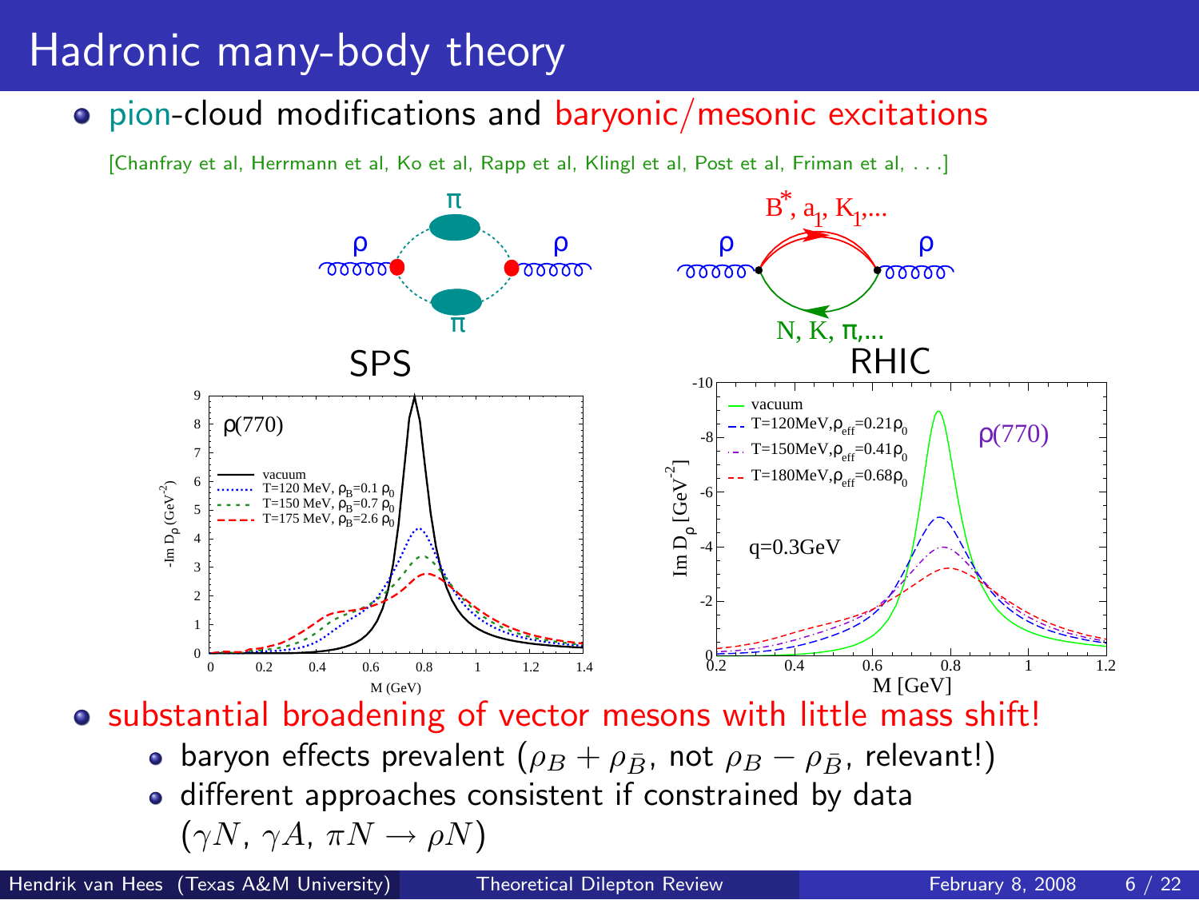# Hadronic many-body theory

- pion-cloud modifications and baryonic/mesonic excitations

  [Chanfray et al, Herrmann et al, Ko et al, Rapp et al, Klingl et al, Post et al, Friman et al, . . .]

SPS

RHIC

- substantial broadening of vector mesons with little mass shift!
  - baryon effects prevalent ($\rho_B + \rho_{\bar{B}}$, not $\rho_B - \rho_{\bar{B}}$, relevant!)
  - different approaches consistent if constrained by data ($\gamma N$, $\gamma A$, $\pi N \rightarrow \rho N$)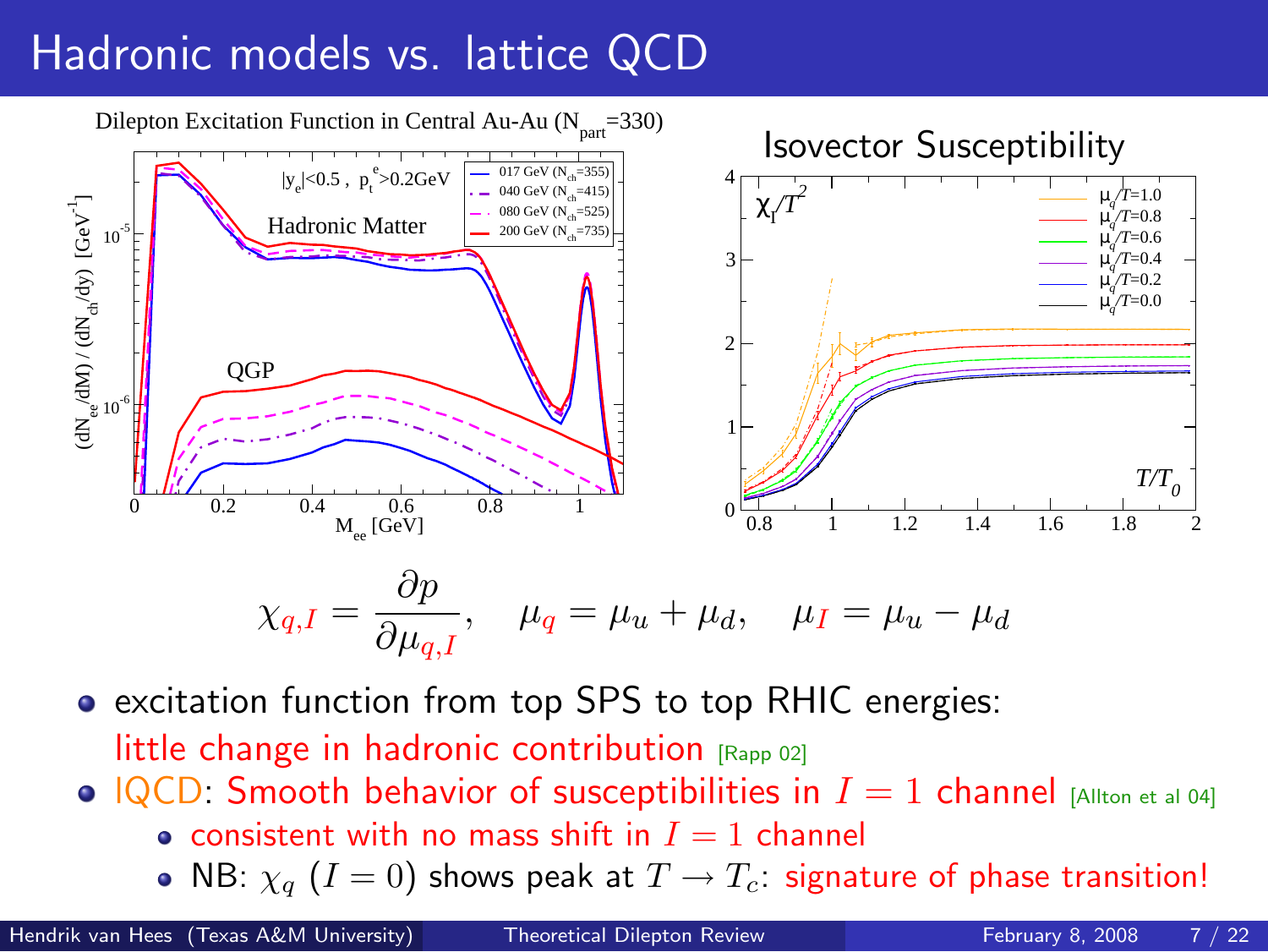# Hadronic models vs. lattice QCD

Dilepton Excitation Function in Central Au-Au ($N_{part}$=330)

Isovector Susceptibility

$$\chi_{q,I} = \frac{\partial p}{\partial \mu_{q,I}}, \quad \mu_q = \mu_u + \mu_d, \quad \mu_I = \mu_u - \mu_d$$

- excitation function from top SPS to top RHIC energies: little change in hadronic contribution [Rapp 02]
- lQCD: Smooth behavior of susceptibilities in $I = 1$ channel [Allton et al 04]
  - consistent with no mass shift in $I = 1$ channel
  - NB: $\chi_q$ $(I = 0)$ shows peak at $T \to T_c$: signature of phase transition!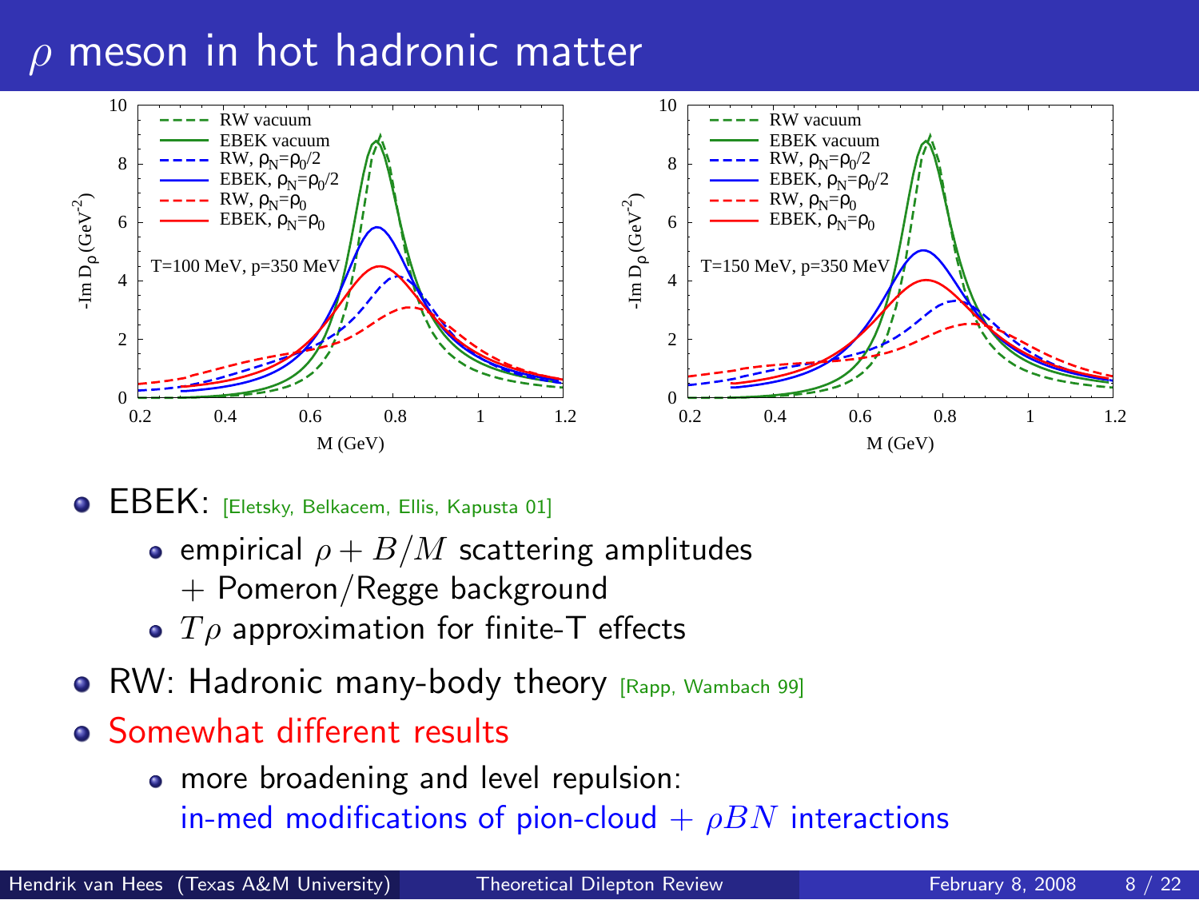# $\rho$ meson in hot hadronic matter

- EBEK: [Eletsky, Belkacem, Ellis, Kapusta 01]
  - empirical $\rho + B/M$ scattering amplitudes + Pomeron/Regge background
  - $T\rho$ approximation for finite-T effects
- RW: Hadronic many-body theory [Rapp, Wambach 99]
- Somewhat different results
  - more broadening and level repulsion: in-med modifications of pion-cloud + $\rho BN$ interactions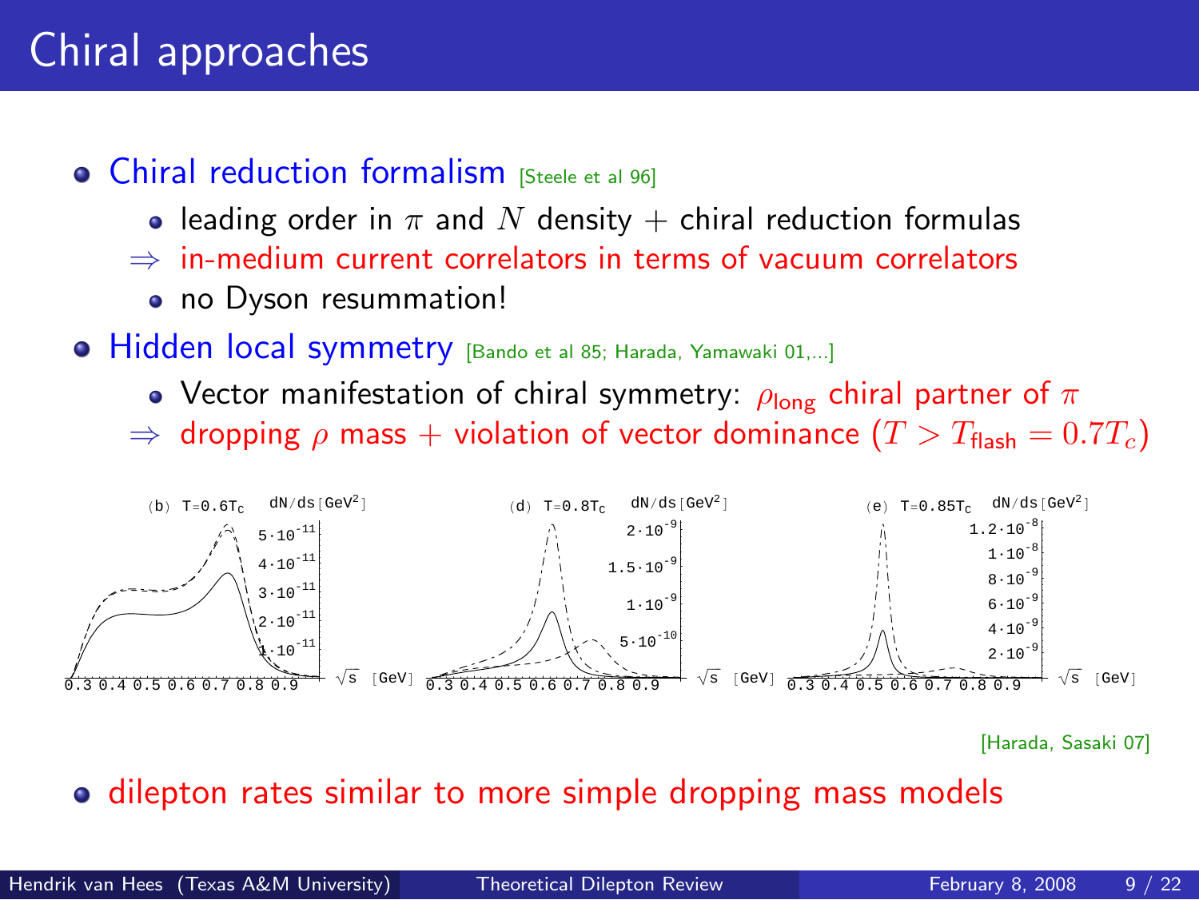# Chiral approaches

- Chiral reduction formalism [Steele et al 96]
  - leading order in $\pi$ and $N$ density + chiral reduction formulas
  - $\Rightarrow$ in-medium current correlators in terms of vacuum correlators
  - no Dyson resummation!
- Hidden local symmetry [Bando et al 85; Harada, Yamawaki 01,...]
  - Vector manifestation of chiral symmetry: $\rho_{\text{long}}$ chiral partner of $\pi$
  - $\Rightarrow$ dropping $\rho$ mass + violation of vector dominance ($T > T_{\text{flash}} = 0.7 T_c$)

[Harada, Sasaki 07]

- dilepton rates similar to more simple dropping mass models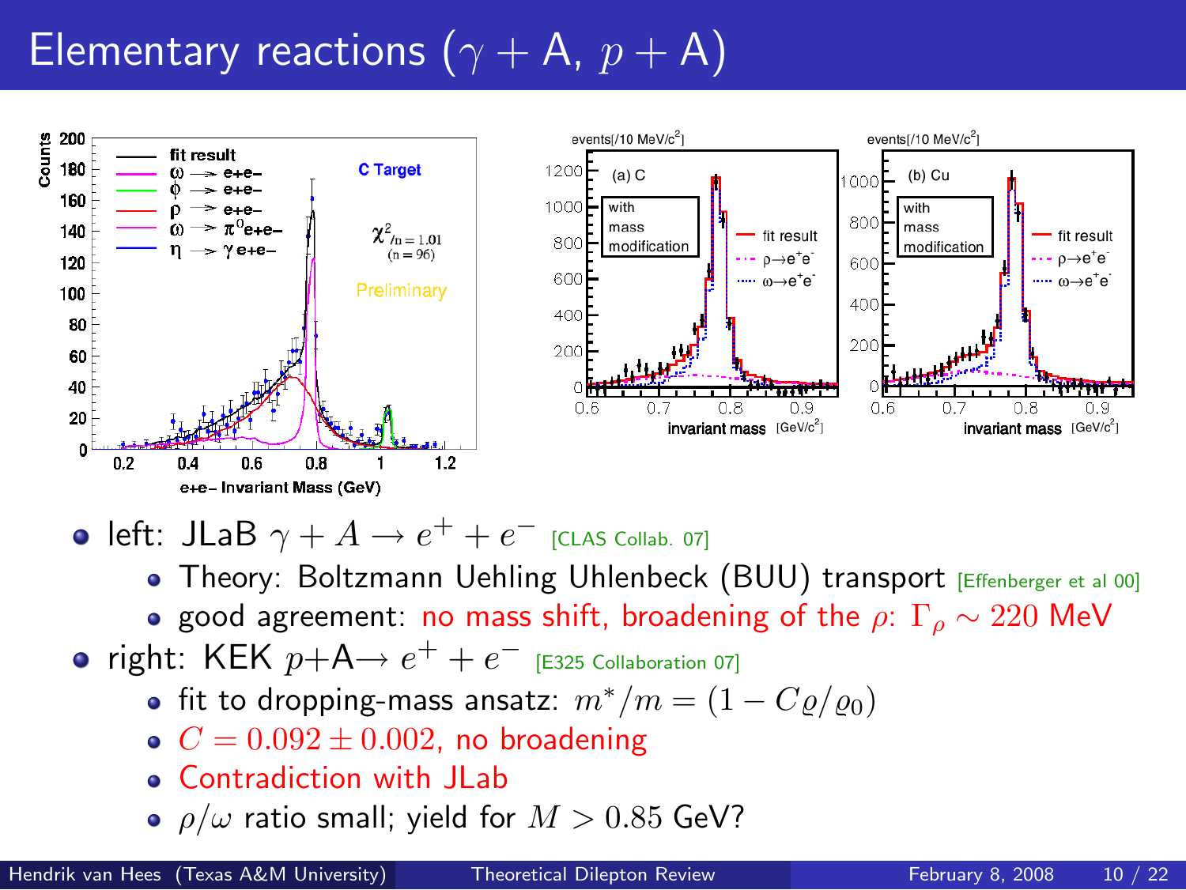# Elementary reactions ($\gamma + \mathrm{A}$, $p + \mathrm{A}$)

- left: JLaB $\gamma + A \rightarrow e^+ + e^-$ [CLAS Collab. 07]
  - Theory: Boltzmann Uehling Uhlenbeck (BUU) transport [Effenberger et al 00]
  - good agreement: no mass shift, broadening of the $\rho$: $\Gamma_\rho \sim 220$ MeV
- right: KEK $p$+A$\rightarrow e^+ + e^-$ [E325 Collaboration 07]
  - fit to dropping-mass ansatz: $m^*/m = (1 - C\varrho/\varrho_0)$
  - $C = 0.092 \pm 0.002$, no broadening
  - Contradiction with JLab
  - $\rho/\omega$ ratio small; yield for $M > 0.85$ GeV?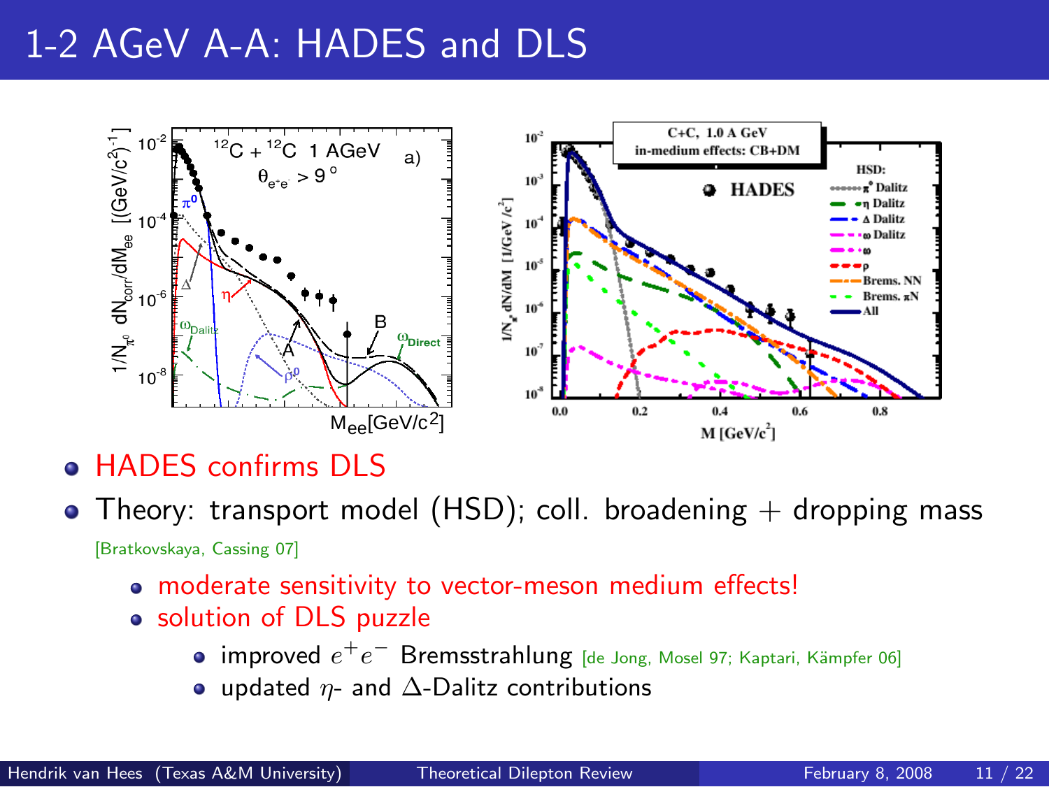# 1-2 AGeV A-A: HADES and DLS

- HADES confirms DLS
- Theory: transport model (HSD); coll. broadening + dropping mass [Bratkovskaya, Cassing 07]
  - moderate sensitivity to vector-meson medium effects!
  - solution of DLS puzzle
    - improved $e^+e^-$ Bremsstrahlung [de Jong, Mosel 97; Kaptari, Kämpfer 06]
    - updated $\eta$- and $\Delta$-Dalitz contributions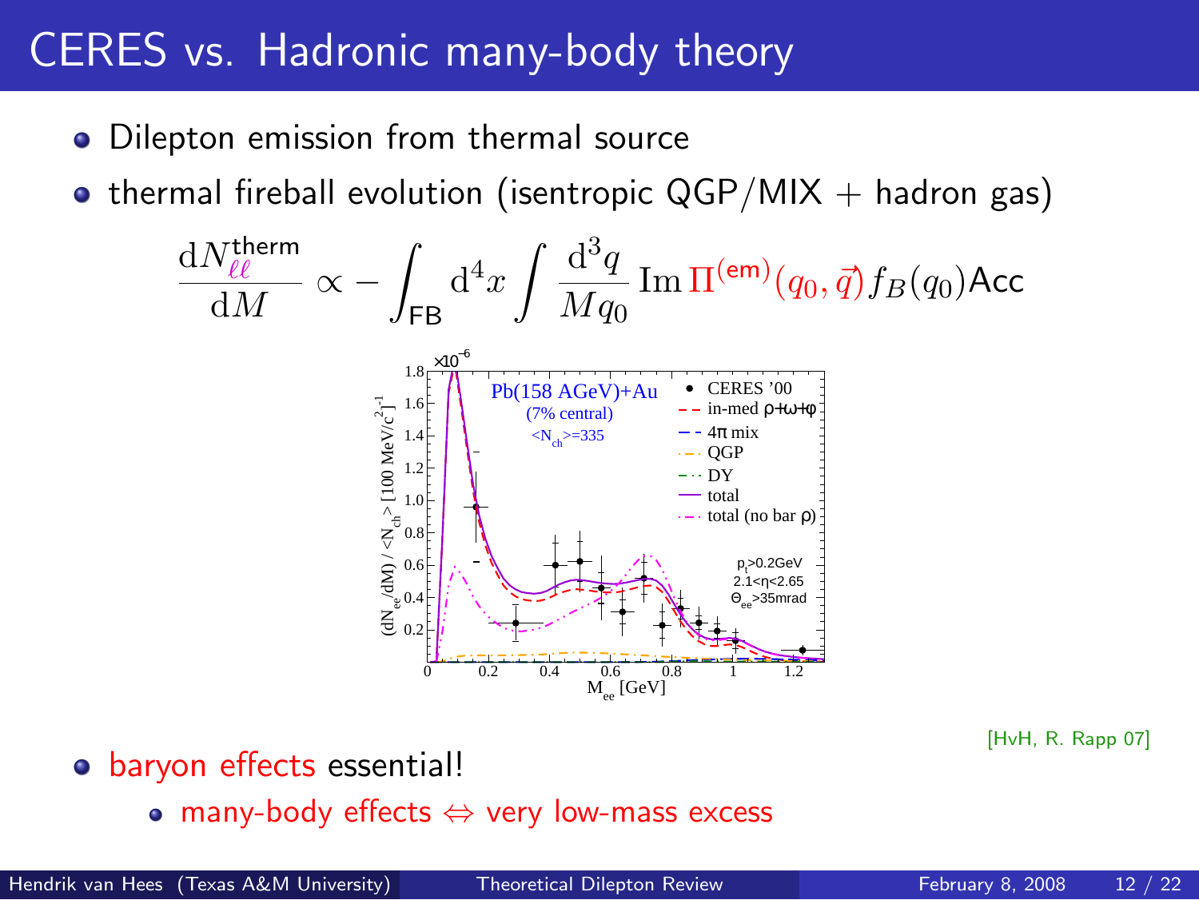# CERES vs. Hadronic many-body theory

- Dilepton emission from thermal source
- thermal fireball evolution (isentropic QGP/MIX + hadron gas)

$$\frac{\mathrm{d}N_{\ell\ell}^{\text{therm}}}{\mathrm{d}M} \propto -\int_{\text{FB}} \mathrm{d}^4x \int \frac{\mathrm{d}^3q}{Mq_0} \, \mathrm{Im}\, \Pi^{(\text{em})}(q_0, \vec{q}) f_B(q_0) \text{Acc}$$

[HvH, R. Rapp 07]

- baryon effects essential!
  - many-body effects ⇔ very low-mass excess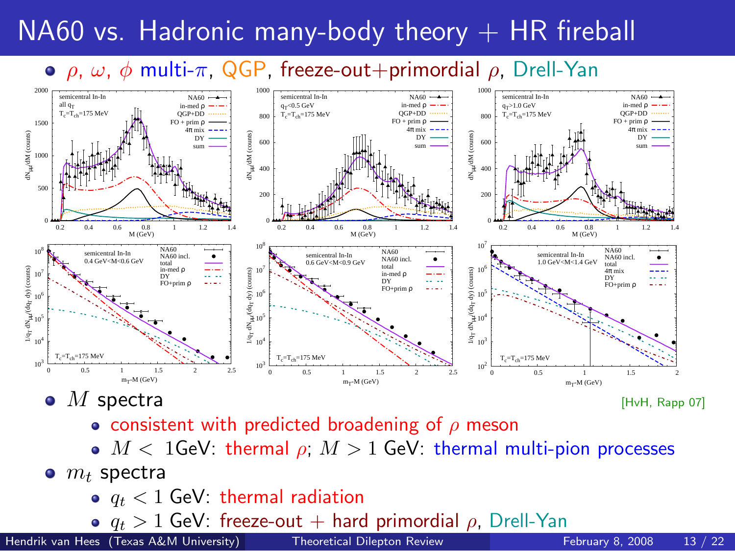# NA60 vs. Hadronic many-body theory + HR fireball

- $\rho$, $\omega$, $\phi$ multi-$\pi$, QGP, freeze-out+primordial $\rho$, Drell-Yan

- $M$ spectra [HvH, Rapp 07]
  - consistent with predicted broadening of $\rho$ meson
  - $M <$ 1GeV: thermal $\rho$; $M > 1$ GeV: thermal multi-pion processes
- $m_t$ spectra
  - $q_t < 1$ GeV: thermal radiation
  - $q_t > 1$ GeV: freeze-out + hard primordial $\rho$, Drell-Yan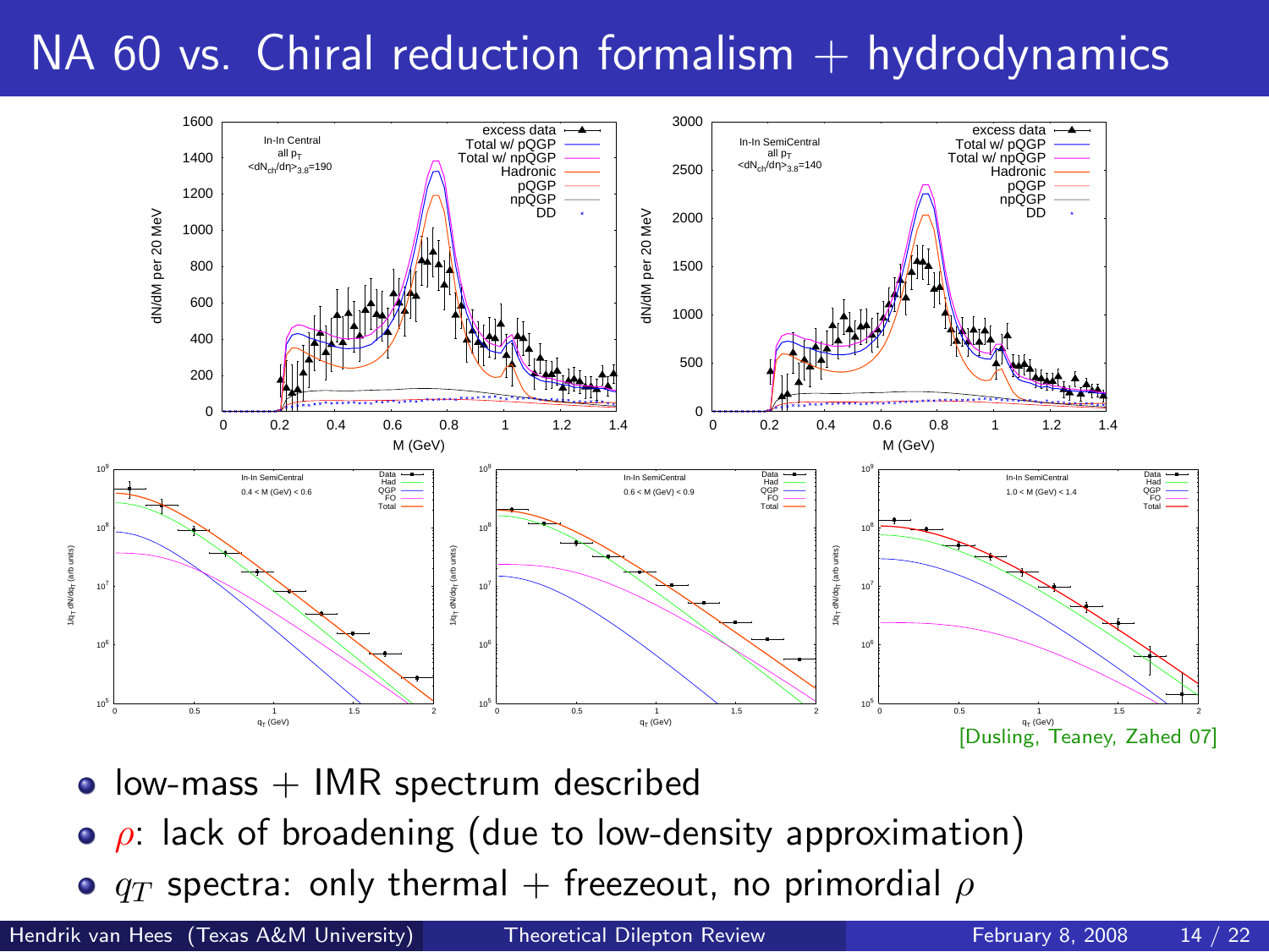# NA 60 vs. Chiral reduction formalism + hydrodynamics

[Dusling, Teaney, Zahed 07]

- low-mass + IMR spectrum described
- $\rho$: lack of broadening (due to low-density approximation)
- $q_T$ spectra: only thermal + freezeout, no primordial $\rho$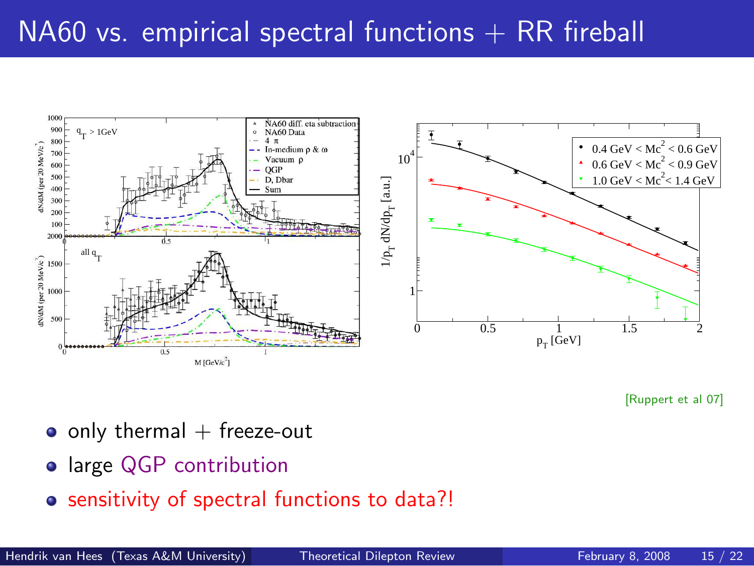# NA60 vs. empirical spectral functions + RR fireball

[Ruppert et al 07]

- only thermal + freeze-out
- large QGP contribution
- sensitivity of spectral functions to data?!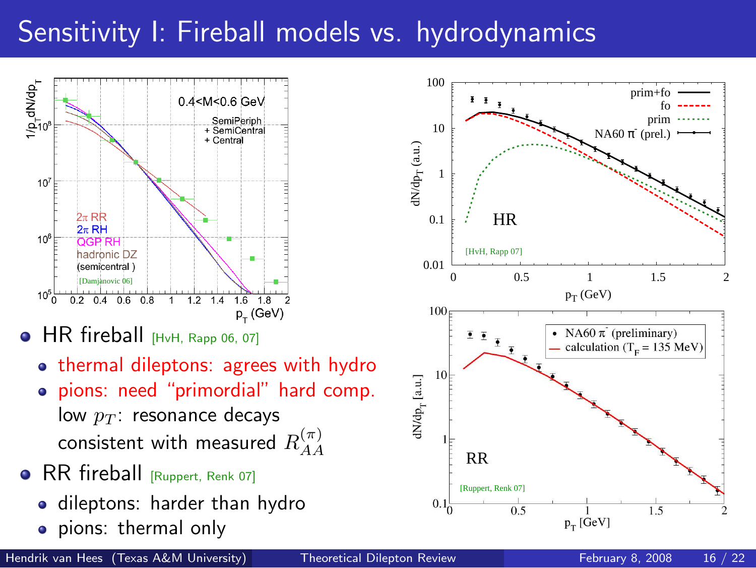# Sensitivity I: Fireball models vs. hydrodynamics

- HR fireball [HvH, Rapp 06, 07]
  - thermal dileptons: agrees with hydro
  - pions: need "primordial" hard comp.
    low $p_T$: resonance decays
    consistent with measured $R_{AA}^{(\pi)}$
- RR fireball [Ruppert, Renk 07]
  - dileptons: harder than hydro
  - pions: thermal only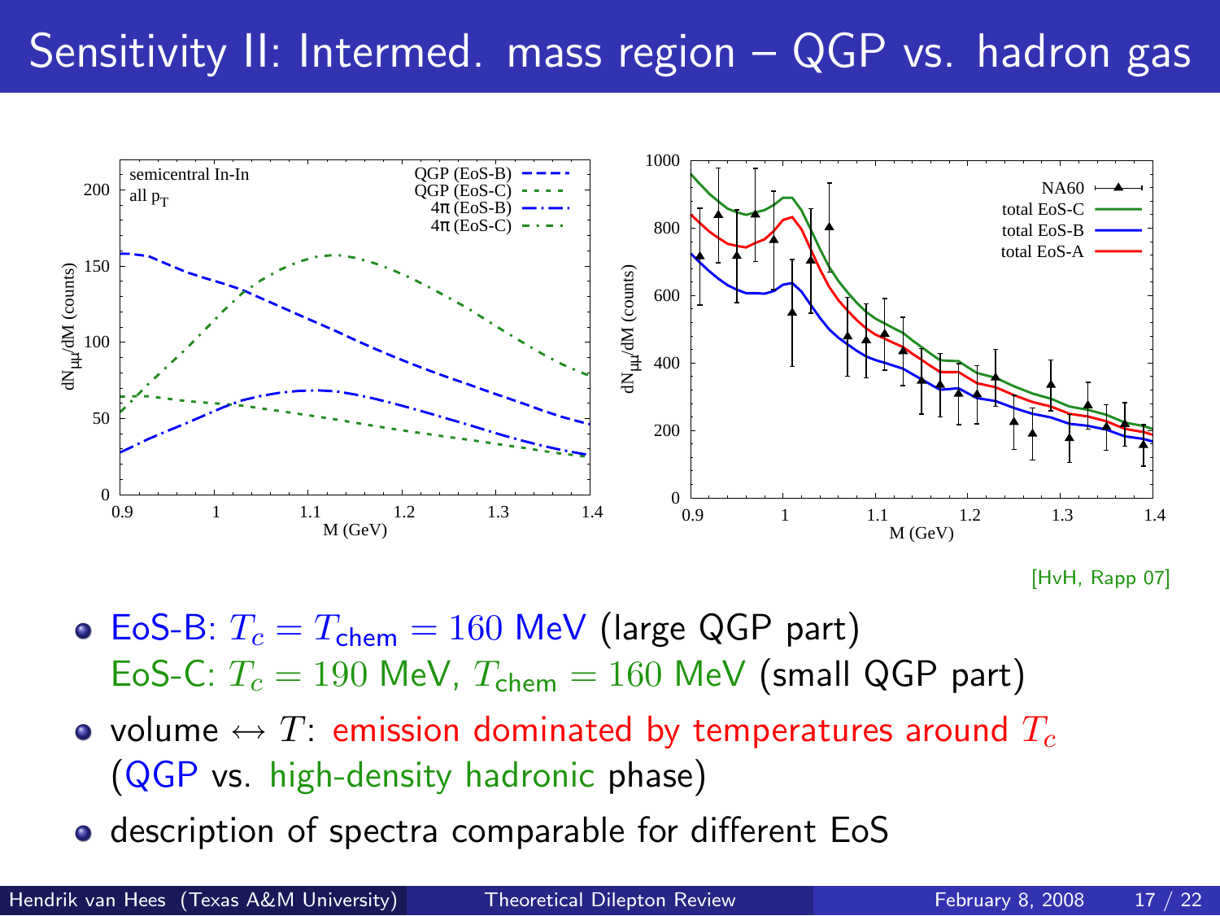# Sensitivity II: Intermed. mass region – QGP vs. hadron gas

[HvH, Rapp 07]

- EoS-B: $T_c = T_{\text{chem}} = 160$ MeV (large QGP part)
  EoS-C: $T_c = 190$ MeV, $T_{\text{chem}} = 160$ MeV (small QGP part)
- volume $\leftrightarrow T$: emission dominated by temperatures around $T_c$ (QGP vs. high-density hadronic phase)
- description of spectra comparable for different EoS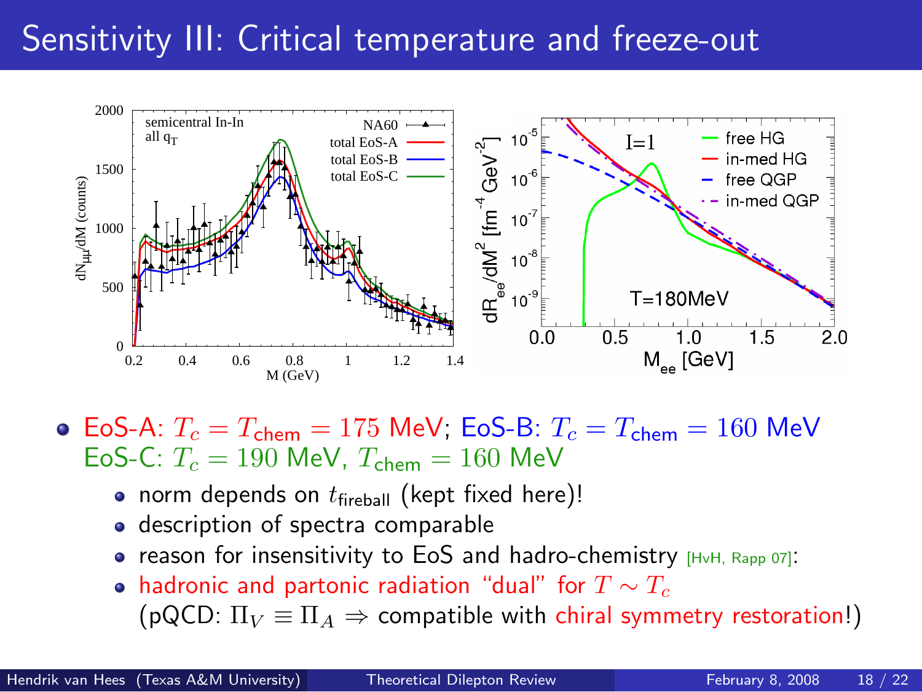# Sensitivity III: Critical temperature and freeze-out

- EoS-A: $T_c = T_{\text{chem}} = 175$ MeV; EoS-B: $T_c = T_{\text{chem}} = 160$ MeV
  EoS-C: $T_c = 190$ MeV, $T_{\text{chem}} = 160$ MeV
  - norm depends on $t_{\text{fireball}}$ (kept fixed here)!
  - description of spectra comparable
  - reason for insensitivity to EoS and hadro-chemistry [HvH, Rapp 07]:
  - hadronic and partonic radiation "dual" for $T \sim T_c$
    (pQCD: $\Pi_V \equiv \Pi_A \Rightarrow$ compatible with chiral symmetry restoration!)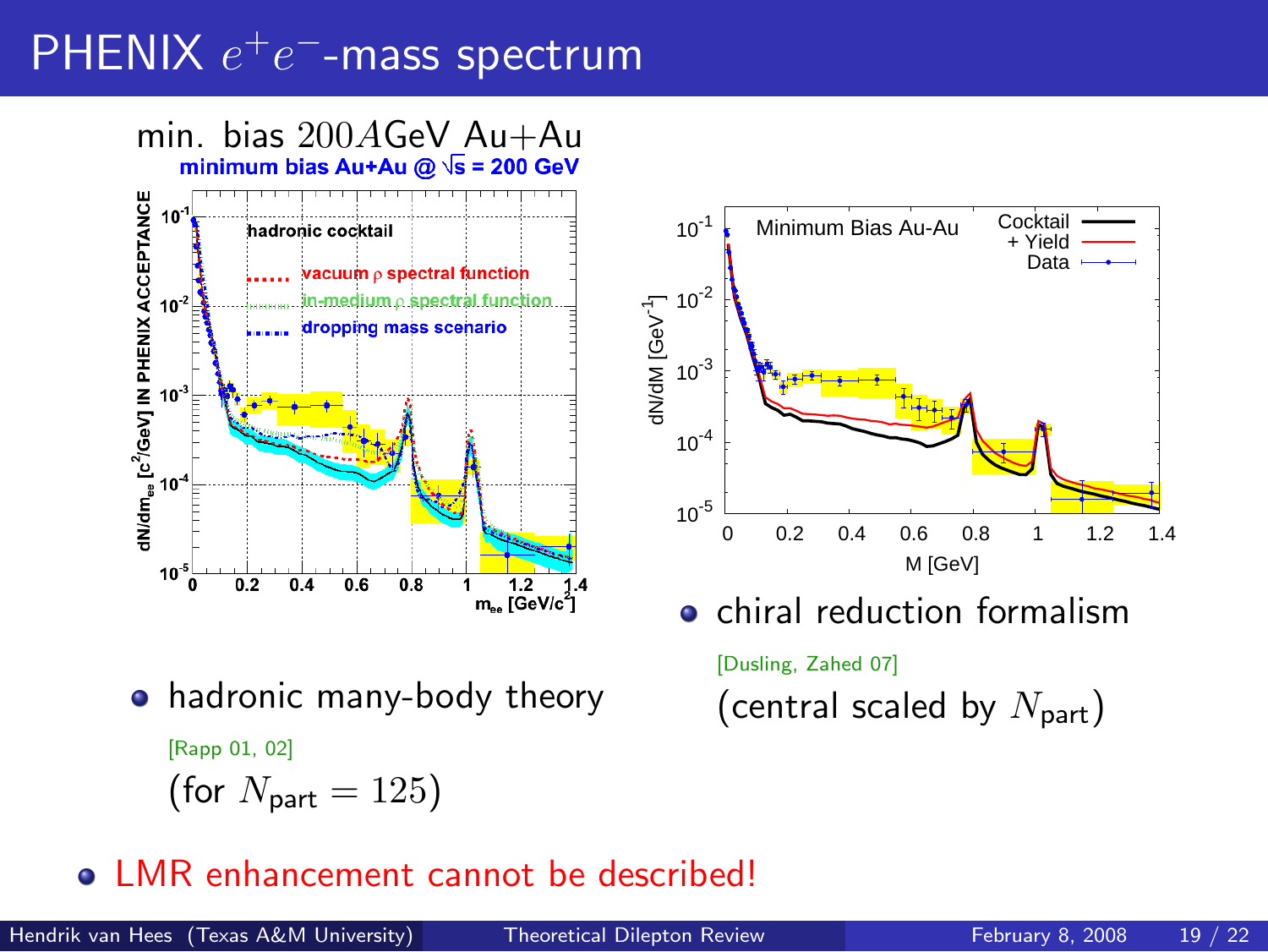# PHENIX $e^+e^-$-mass spectrum

min. bias $200A$GeV Au+Au

- hadronic many-body theory

  [Rapp 01, 02]

  (for $N_{\text{part}} = 125$)

- chiral reduction formalism

  [Dusling, Zahed 07]

  (central scaled by $N_{\text{part}}$)

- LMR enhancement cannot be described!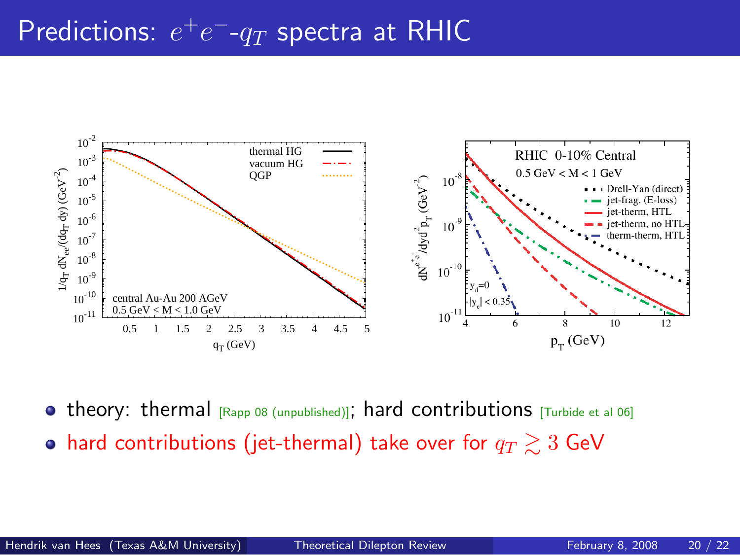# Predictions: $e^+e^-$-$q_T$ spectra at RHIC

- theory: thermal [Rapp 08 (unpublished)]; hard contributions [Turbide et al 06]
- hard contributions (jet-thermal) take over for $q_T \gtrsim 3$ GeV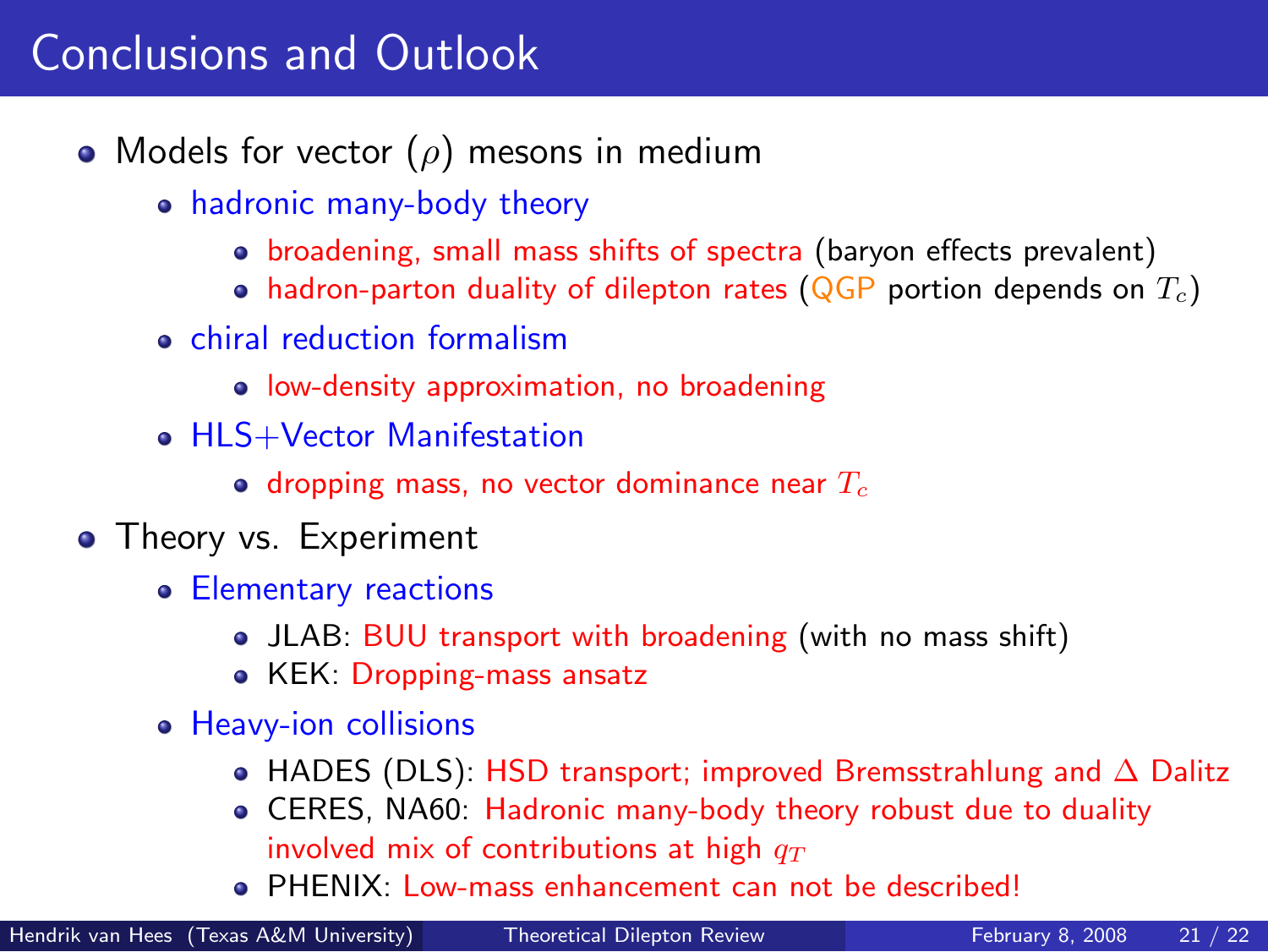# Conclusions and Outlook

- Models for vector ($\rho$) mesons in medium
  - hadronic many-body theory
    - broadening, small mass shifts of spectra (baryon effects prevalent)
    - hadron-parton duality of dilepton rates (QGP portion depends on $T_c$)
  - chiral reduction formalism
    - low-density approximation, no broadening
  - HLS+Vector Manifestation
    - dropping mass, no vector dominance near $T_c$
- Theory vs. Experiment
  - Elementary reactions
    - JLAB: BUU transport with broadening (with no mass shift)
    - KEK: Dropping-mass ansatz
  - Heavy-ion collisions
    - HADES (DLS): HSD transport; improved Bremsstrahlung and $\Delta$ Dalitz
    - CERES, NA60: Hadronic many-body theory robust due to duality involved mix of contributions at high $q_T$
    - PHENIX: Low-mass enhancement can not be described!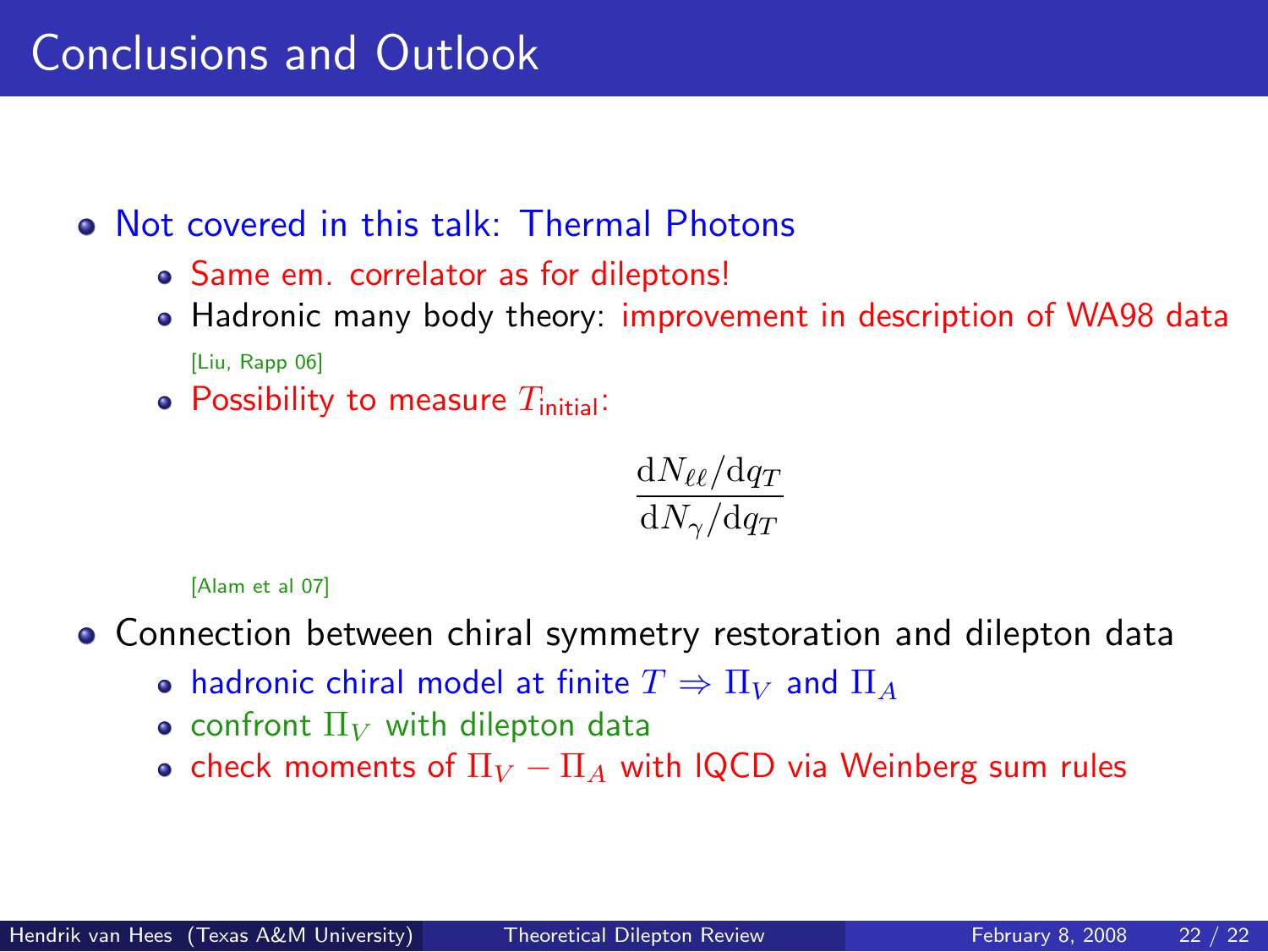# Conclusions and Outlook

- Not covered in this talk: Thermal Photons
  - Same em. correlator as for dileptons!
  - Hadronic many body theory: improvement in description of WA98 data [Liu, Rapp 06]
  - Possibility to measure $T_{\text{initial}}$:

$$\frac{\mathrm{d}N_{\ell\ell}/\mathrm{d}q_T}{\mathrm{d}N_{\gamma}/\mathrm{d}q_T}$$

    [Alam et al 07]
- Connection between chiral symmetry restoration and dilepton data
  - hadronic chiral model at finite $T \Rightarrow \Pi_V$ and $\Pi_A$
  - confront $\Pi_V$ with dilepton data
  - check moments of $\Pi_V - \Pi_A$ with lQCD via Weinberg sum rules